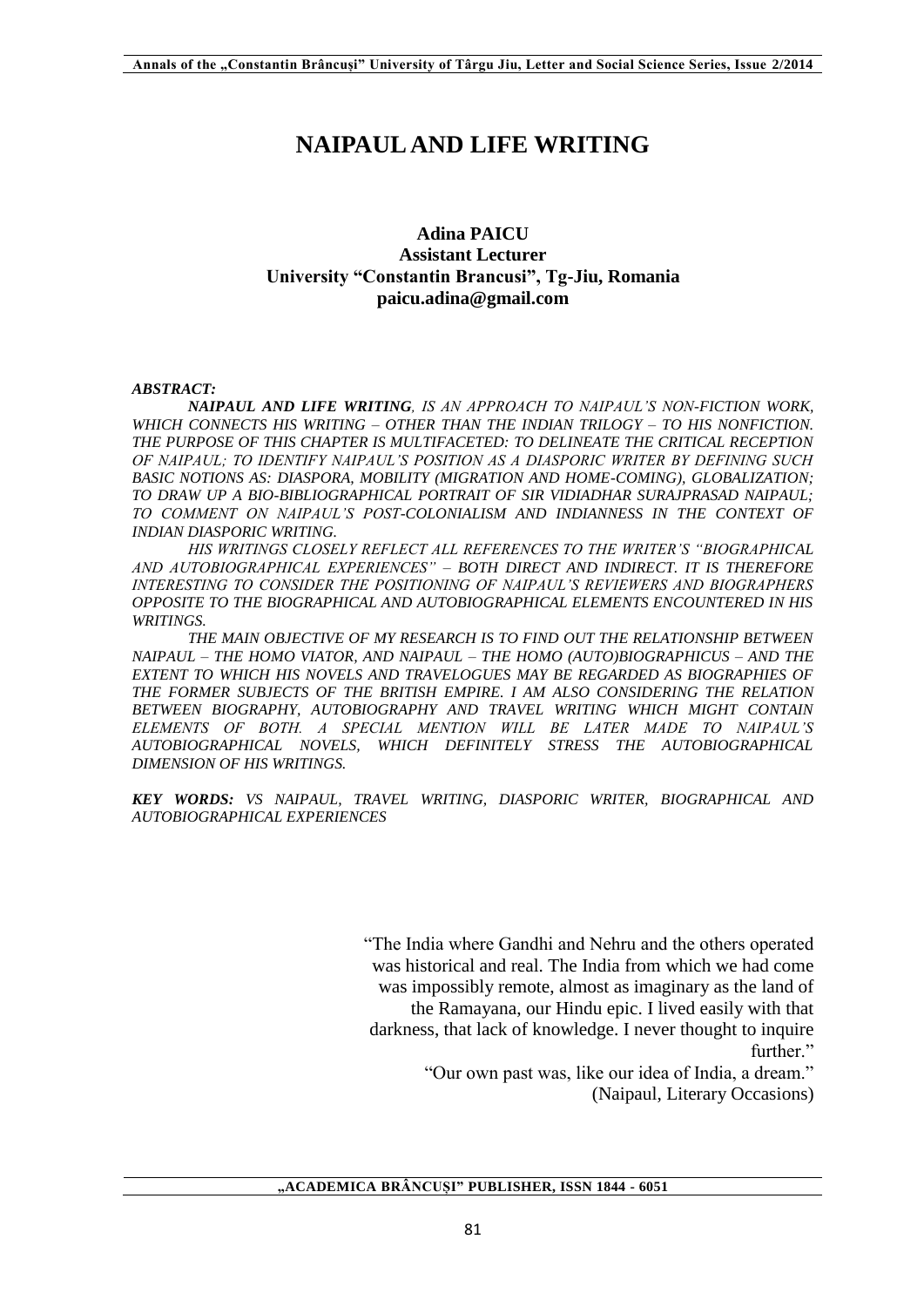# NAIPAUL AND LIFE WRITING

**Adina PAICU**
**Assistant Lecturer**
**University "Constantin Brancusi", Tg-Jiu, Romania**
**paicu.adina@gmail.com**

***ABSTRACT:***

***NAIPAUL AND LIFE WRITING****, IS AN APPROACH TO NAIPAUL'S NON-FICTION WORK, WHICH CONNECTS HIS WRITING – OTHER THAN THE INDIAN TRILOGY – TO HIS NONFICTION. THE PURPOSE OF THIS CHAPTER IS MULTIFACETED: TO DELINEATE THE CRITICAL RECEPTION OF NAIPAUL; TO IDENTIFY NAIPAUL'S POSITION AS A DIASPORIC WRITER BY DEFINING SUCH BASIC NOTIONS AS: DIASPORA, MOBILITY (MIGRATION AND HOME-COMING), GLOBALIZATION; TO DRAW UP A BIO-BIBLIOGRAPHICAL PORTRAIT OF SIR VIDIADHAR SURAJPRASAD NAIPAUL; TO COMMENT ON NAIPAUL'S POST-COLONIALISM AND INDIANNESS IN THE CONTEXT OF INDIAN DIASPORIC WRITING.*

*HIS WRITINGS CLOSELY REFLECT ALL REFERENCES TO THE WRITER'S "BIOGRAPHICAL AND AUTOBIOGRAPHICAL EXPERIENCES" – BOTH DIRECT AND INDIRECT. IT IS THEREFORE INTERESTING TO CONSIDER THE POSITIONING OF NAIPAUL'S REVIEWERS AND BIOGRAPHERS OPPOSITE TO THE BIOGRAPHICAL AND AUTOBIOGRAPHICAL ELEMENTS ENCOUNTERED IN HIS WRITINGS.*

*THE MAIN OBJECTIVE OF MY RESEARCH IS TO FIND OUT THE RELATIONSHIP BETWEEN NAIPAUL – THE HOMO VIATOR, AND NAIPAUL – THE HOMO (AUTO)BIOGRAPHICUS – AND THE EXTENT TO WHICH HIS NOVELS AND TRAVELOGUES MAY BE REGARDED AS BIOGRAPHIES OF THE FORMER SUBJECTS OF THE BRITISH EMPIRE. I AM ALSO CONSIDERING THE RELATION BETWEEN BIOGRAPHY, AUTOBIOGRAPHY AND TRAVEL WRITING WHICH MIGHT CONTAIN ELEMENTS OF BOTH. A SPECIAL MENTION WILL BE LATER MADE TO NAIPAUL'S AUTOBIOGRAPHICAL NOVELS, WHICH DEFINITELY STRESS THE AUTOBIOGRAPHICAL DIMENSION OF HIS WRITINGS.*

***KEY WORDS:*** *VS NAIPAUL, TRAVEL WRITING, DIASPORIC WRITER, BIOGRAPHICAL AND AUTOBIOGRAPHICAL EXPERIENCES*

> "The India where Gandhi and Nehru and the others operated was historical and real. The India from which we had come was impossibly remote, almost as imaginary as the land of the Ramayana, our Hindu epic. I lived easily with that darkness, that lack of knowledge. I never thought to inquire further."
>
> "Our own past was, like our idea of India, a dream."
>
> (Naipaul, Literary Occasions)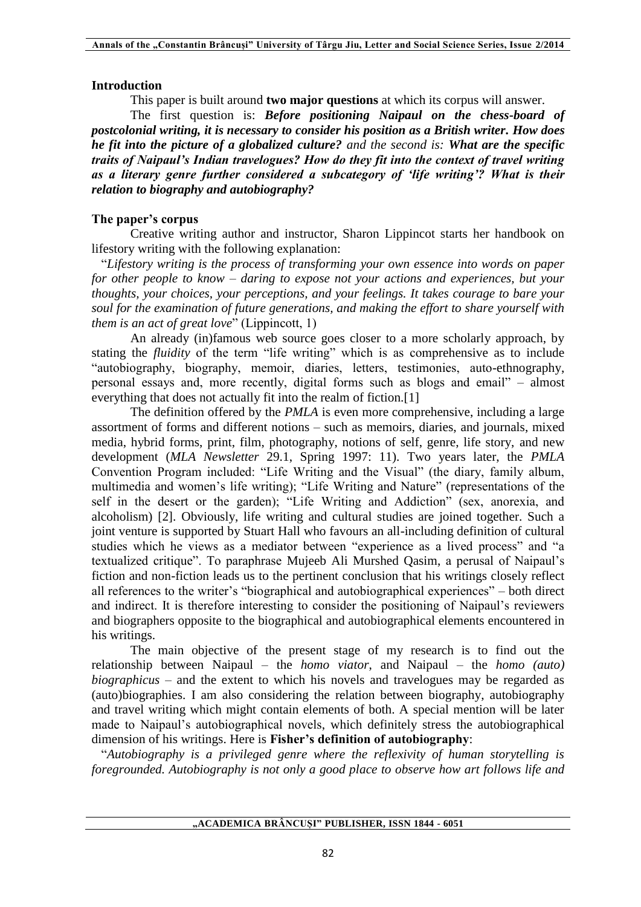**Introduction**

This paper is built around **two major questions** at which its corpus will answer.

The first question is: ***Before positioning Naipaul on the chess-board of postcolonial writing, it is necessary to consider his position as a British writer. How does he fit into the picture of a globalized culture?*** *and the second is:* ***What are the specific traits of Naipaul's Indian travelogues? How do they fit into the context of travel writing as a literary genre further considered a subcategory of 'life writing'? What is their relation to biography and autobiography?***

**The paper's corpus**

Creative writing author and instructor, Sharon Lippincot starts her handbook on lifestory writing with the following explanation:

"*Lifestory writing is the process of transforming your own essence into words on paper for other people to know – daring to expose not your actions and experiences, but your thoughts, your choices, your perceptions, and your feelings. It takes courage to bare your soul for the examination of future generations, and making the effort to share yourself with them is an act of great love*" (Lippincott, 1)

An already (in)famous web source goes closer to a more scholarly approach, by stating the *fluidity* of the term "life writing" which is as comprehensive as to include "autobiography, biography, memoir, diaries, letters, testimonies, auto-ethnography, personal essays and, more recently, digital forms such as blogs and email" – almost everything that does not actually fit into the realm of fiction.[1]

The definition offered by the *PMLA* is even more comprehensive, including a large assortment of forms and different notions – such as memoirs, diaries, and journals, mixed media, hybrid forms, print, film, photography, notions of self, genre, life story, and new development (*MLA Newsletter* 29.1, Spring 1997: 11). Two years later, the *PMLA* Convention Program included: "Life Writing and the Visual" (the diary, family album, multimedia and women's life writing); "Life Writing and Nature" (representations of the self in the desert or the garden); "Life Writing and Addiction" (sex, anorexia, and alcoholism) [2]. Obviously, life writing and cultural studies are joined together. Such a joint venture is supported by Stuart Hall who favours an all-including definition of cultural studies which he views as a mediator between "experience as a lived process" and "a textualized critique". To paraphrase Mujeeb Ali Murshed Qasim, a perusal of Naipaul's fiction and non-fiction leads us to the pertinent conclusion that his writings closely reflect all references to the writer's "biographical and autobiographical experiences" – both direct and indirect. It is therefore interesting to consider the positioning of Naipaul's reviewers and biographers opposite to the biographical and autobiographical elements encountered in his writings.

The main objective of the present stage of my research is to find out the relationship between Naipaul – the *homo viator*, and Naipaul – the *homo (auto) biographicus* – and the extent to which his novels and travelogues may be regarded as (auto)biographies. I am also considering the relation between biography, autobiography and travel writing which might contain elements of both. A special mention will be later made to Naipaul's autobiographical novels, which definitely stress the autobiographical dimension of his writings. Here is **Fisher's definition of autobiography**:

"*Autobiography is a privileged genre where the reflexivity of human storytelling is foregrounded. Autobiography is not only a good place to observe how art follows life and*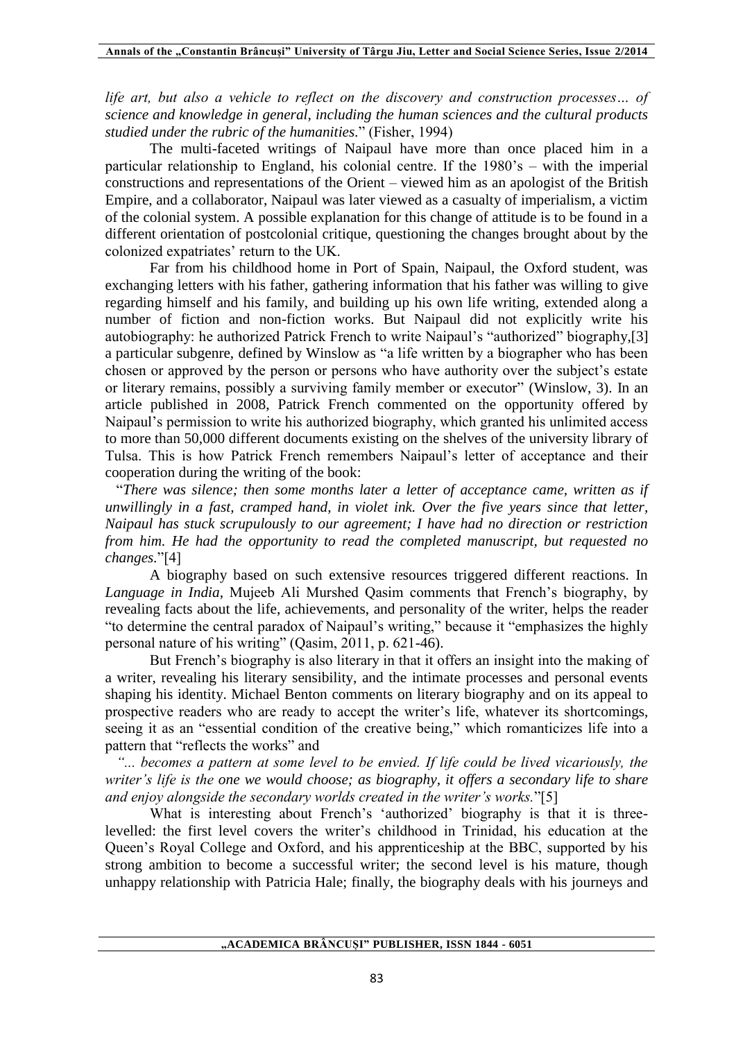*life art, but also a vehicle to reflect on the discovery and construction processes… of science and knowledge in general, including the human sciences and the cultural products studied under the rubric of the humanities.*" (Fisher, 1994)

The multi-faceted writings of Naipaul have more than once placed him in a particular relationship to England, his colonial centre. If the 1980's – with the imperial constructions and representations of the Orient – viewed him as an apologist of the British Empire, and a collaborator, Naipaul was later viewed as a casualty of imperialism, a victim of the colonial system. A possible explanation for this change of attitude is to be found in a different orientation of postcolonial critique, questioning the changes brought about by the colonized expatriates' return to the UK.

Far from his childhood home in Port of Spain, Naipaul, the Oxford student, was exchanging letters with his father, gathering information that his father was willing to give regarding himself and his family, and building up his own life writing, extended along a number of fiction and non-fiction works. But Naipaul did not explicitly write his autobiography: he authorized Patrick French to write Naipaul's "authorized" biography,[3] a particular subgenre, defined by Winslow as "a life written by a biographer who has been chosen or approved by the person or persons who have authority over the subject's estate or literary remains, possibly a surviving family member or executor" (Winslow, 3). In an article published in 2008, Patrick French commented on the opportunity offered by Naipaul's permission to write his authorized biography, which granted his unlimited access to more than 50,000 different documents existing on the shelves of the university library of Tulsa. This is how Patrick French remembers Naipaul's letter of acceptance and their cooperation during the writing of the book:

"*There was silence; then some months later a letter of acceptance came, written as if unwillingly in a fast, cramped hand, in violet ink. Over the five years since that letter, Naipaul has stuck scrupulously to our agreement; I have had no direction or restriction from him. He had the opportunity to read the completed manuscript, but requested no changes.*"[4]

A biography based on such extensive resources triggered different reactions. In *Language in India*, Mujeeb Ali Murshed Qasim comments that French's biography, by revealing facts about the life, achievements, and personality of the writer, helps the reader "to determine the central paradox of Naipaul's writing," because it "emphasizes the highly personal nature of his writing" (Qasim, 2011, p. 621-46).

But French's biography is also literary in that it offers an insight into the making of a writer, revealing his literary sensibility, and the intimate processes and personal events shaping his identity. Michael Benton comments on literary biography and on its appeal to prospective readers who are ready to accept the writer's life, whatever its shortcomings, seeing it as an "essential condition of the creative being," which romanticizes life into a pattern that "reflects the works" and

*"... becomes a pattern at some level to be envied. If life could be lived vicariously, the writer's life is the one we would choose; as biography, it offers a secondary life to share and enjoy alongside the secondary worlds created in the writer's works.*"[5]

What is interesting about French's 'authorized' biography is that it is three-levelled: the first level covers the writer's childhood in Trinidad, his education at the Queen's Royal College and Oxford, and his apprenticeship at the BBC, supported by his strong ambition to become a successful writer; the second level is his mature, though unhappy relationship with Patricia Hale; finally, the biography deals with his journeys and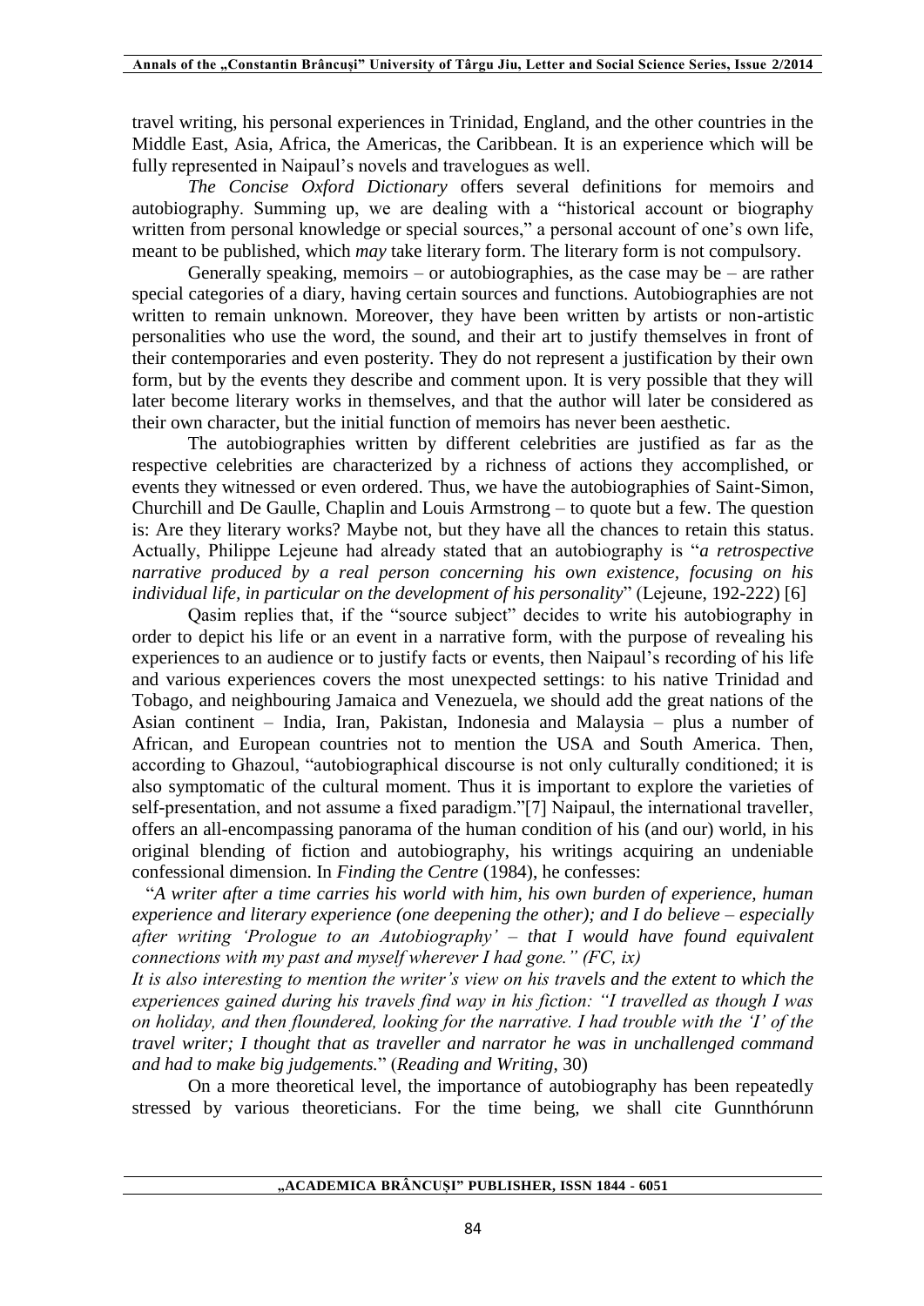travel writing, his personal experiences in Trinidad, England, and the other countries in the Middle East, Asia, Africa, the Americas, the Caribbean. It is an experience which will be fully represented in Naipaul's novels and travelogues as well.

*The Concise Oxford Dictionary* offers several definitions for memoirs and autobiography. Summing up, we are dealing with a "historical account or biography written from personal knowledge or special sources," a personal account of one's own life, meant to be published, which *may* take literary form. The literary form is not compulsory.

Generally speaking, memoirs – or autobiographies, as the case may be – are rather special categories of a diary, having certain sources and functions. Autobiographies are not written to remain unknown. Moreover, they have been written by artists or non-artistic personalities who use the word, the sound, and their art to justify themselves in front of their contemporaries and even posterity. They do not represent a justification by their own form, but by the events they describe and comment upon. It is very possible that they will later become literary works in themselves, and that the author will later be considered as their own character, but the initial function of memoirs has never been aesthetic.

The autobiographies written by different celebrities are justified as far as the respective celebrities are characterized by a richness of actions they accomplished, or events they witnessed or even ordered. Thus, we have the autobiographies of Saint-Simon, Churchill and De Gaulle, Chaplin and Louis Armstrong – to quote but a few. The question is: Are they literary works? Maybe not, but they have all the chances to retain this status. Actually, Philippe Lejeune had already stated that an autobiography is "*a retrospective narrative produced by a real person concerning his own existence, focusing on his individual life, in particular on the development of his personality*" (Lejeune, 192-222) [6]

Qasim replies that, if the "source subject" decides to write his autobiography in order to depict his life or an event in a narrative form, with the purpose of revealing his experiences to an audience or to justify facts or events, then Naipaul's recording of his life and various experiences covers the most unexpected settings: to his native Trinidad and Tobago, and neighbouring Jamaica and Venezuela, we should add the great nations of the Asian continent – India, Iran, Pakistan, Indonesia and Malaysia – plus a number of African, and European countries not to mention the USA and South America. Then, according to Ghazoul, "autobiographical discourse is not only culturally conditioned; it is also symptomatic of the cultural moment. Thus it is important to explore the varieties of self-presentation, and not assume a fixed paradigm."[7] Naipaul, the international traveller, offers an all-encompassing panorama of the human condition of his (and our) world, in his original blending of fiction and autobiography, his writings acquiring an undeniable confessional dimension. In *Finding the Centre* (1984), he confesses:

"*A writer after a time carries his world with him, his own burden of experience, human experience and literary experience (one deepening the other); and I do believe – especially after writing 'Prologue to an Autobiography' – that I would have found equivalent connections with my past and myself wherever I had gone." (FC, ix)*

*It is also interesting to mention the writer's view on his travels and the extent to which the experiences gained during his travels find way in his fiction: "I travelled as though I was on holiday, and then floundered, looking for the narrative. I had trouble with the 'I' of the travel writer; I thought that as traveller and narrator he was in unchallenged command and had to make big judgements.*" (*Reading and Writing*, 30)

On a more theoretical level, the importance of autobiography has been repeatedly stressed by various theoreticians. For the time being, we shall cite Gunnthórunn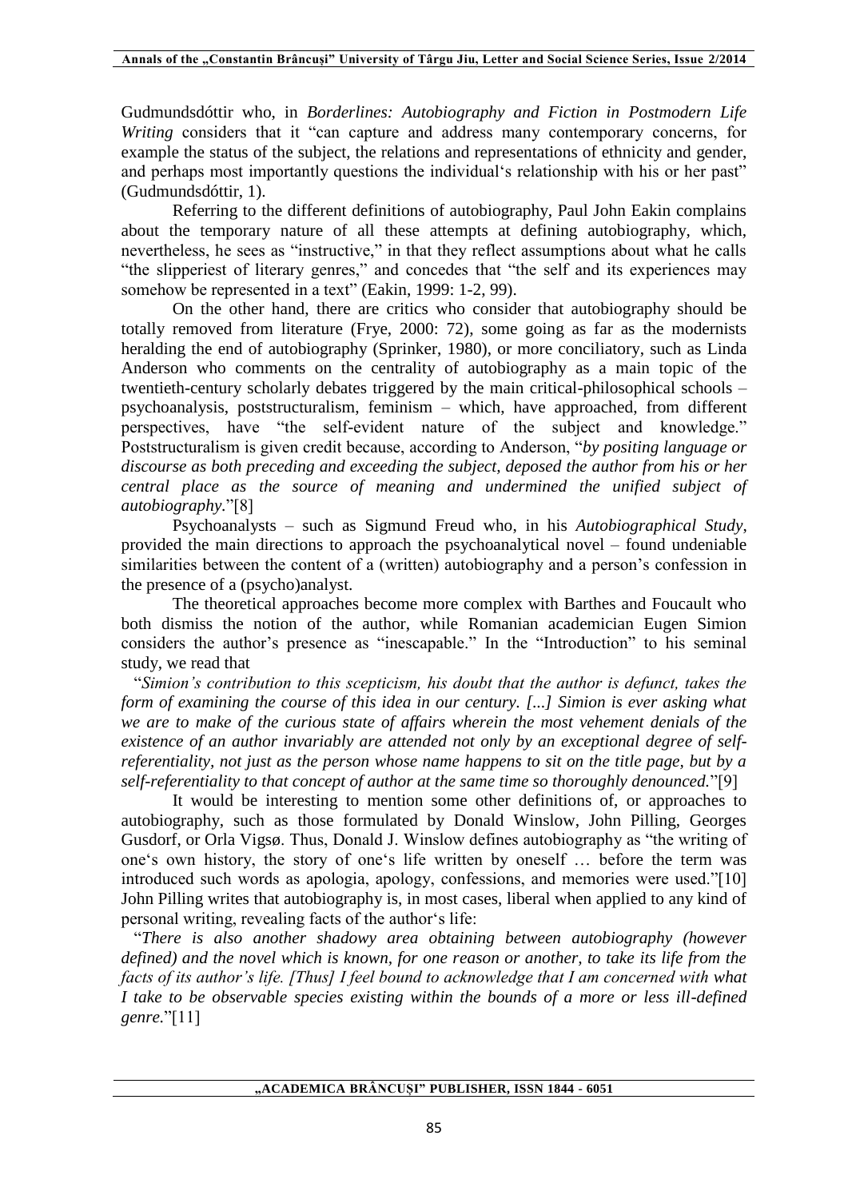Gudmundsdóttir who, in *Borderlines: Autobiography and Fiction in Postmodern Life Writing* considers that it "can capture and address many contemporary concerns, for example the status of the subject, the relations and representations of ethnicity and gender, and perhaps most importantly questions the individual's relationship with his or her past" (Gudmundsdóttir, 1).

Referring to the different definitions of autobiography, Paul John Eakin complains about the temporary nature of all these attempts at defining autobiography, which, nevertheless, he sees as "instructive," in that they reflect assumptions about what he calls "the slipperiest of literary genres," and concedes that "the self and its experiences may somehow be represented in a text" (Eakin, 1999: 1-2, 99).

On the other hand, there are critics who consider that autobiography should be totally removed from literature (Frye, 2000: 72), some going as far as the modernists heralding the end of autobiography (Sprinker, 1980), or more conciliatory, such as Linda Anderson who comments on the centrality of autobiography as a main topic of the twentieth-century scholarly debates triggered by the main critical-philosophical schools – psychoanalysis, poststructuralism, feminism – which, have approached, from different perspectives, have "the self-evident nature of the subject and knowledge." Poststructuralism is given credit because, according to Anderson, "*by positing language or discourse as both preceding and exceeding the subject, deposed the author from his or her central place as the source of meaning and undermined the unified subject of autobiography.*"[8]

Psychoanalysts – such as Sigmund Freud who, in his *Autobiographical Study*, provided the main directions to approach the psychoanalytical novel – found undeniable similarities between the content of a (written) autobiography and a person's confession in the presence of a (psycho)analyst.

The theoretical approaches become more complex with Barthes and Foucault who both dismiss the notion of the author, while Romanian academician Eugen Simion considers the author's presence as "inescapable." In the "Introduction" to his seminal study, we read that

"*Simion's contribution to this scepticism, his doubt that the author is defunct, takes the form of examining the course of this idea in our century. [...] Simion is ever asking what we are to make of the curious state of affairs wherein the most vehement denials of the existence of an author invariably are attended not only by an exceptional degree of self-referentiality, not just as the person whose name happens to sit on the title page, but by a self-referentiality to that concept of author at the same time so thoroughly denounced.*"[9]

It would be interesting to mention some other definitions of, or approaches to autobiography, such as those formulated by Donald Winslow, John Pilling, Georges Gusdorf, or Orla Vigsø. Thus, Donald J. Winslow defines autobiography as "the writing of one's own history, the story of one's life written by oneself … before the term was introduced such words as apologia, apology, confessions, and memories were used."[10] John Pilling writes that autobiography is, in most cases, liberal when applied to any kind of personal writing, revealing facts of the author's life:

"*There is also another shadowy area obtaining between autobiography (however defined) and the novel which is known, for one reason or another, to take its life from the facts of its author's life. [Thus] I feel bound to acknowledge that I am concerned with what I take to be observable species existing within the bounds of a more or less ill-defined genre.*"[11]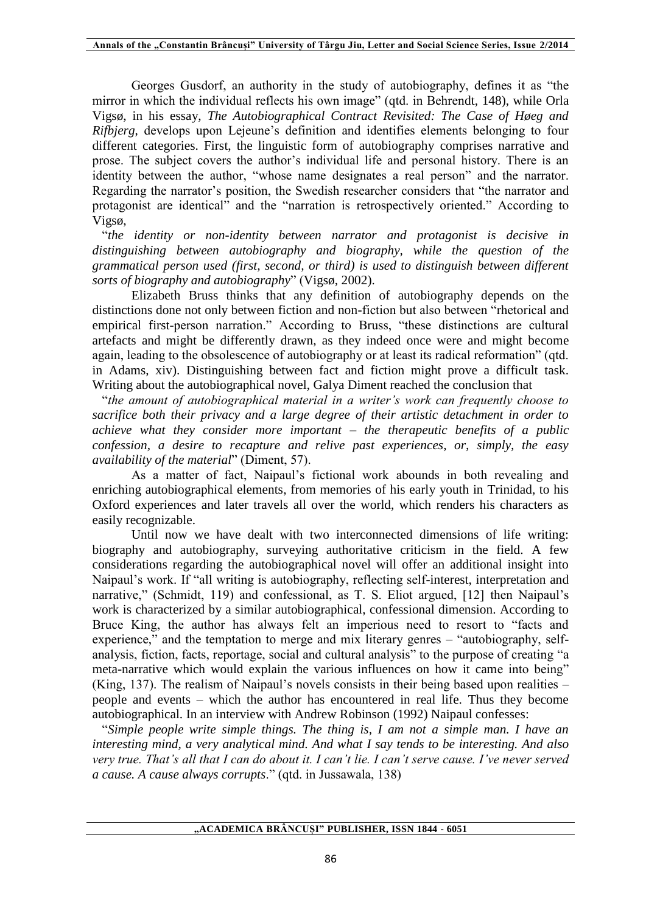Georges Gusdorf, an authority in the study of autobiography, defines it as "the mirror in which the individual reflects his own image" (qtd. in Behrendt, 148), while Orla Vigsø, in his essay, *The Autobiographical Contract Revisited: The Case of Høeg and Rifbjerg*, develops upon Lejeune's definition and identifies elements belonging to four different categories. First, the linguistic form of autobiography comprises narrative and prose. The subject covers the author's individual life and personal history. There is an identity between the author, "whose name designates a real person" and the narrator. Regarding the narrator's position, the Swedish researcher considers that "the narrator and protagonist are identical" and the "narration is retrospectively oriented." According to Vigsø,

"*the identity or non-identity between narrator and protagonist is decisive in distinguishing between autobiography and biography, while the question of the grammatical person used (first, second, or third) is used to distinguish between different sorts of biography and autobiography*" (Vigsø, 2002).

Elizabeth Bruss thinks that any definition of autobiography depends on the distinctions done not only between fiction and non-fiction but also between "rhetorical and empirical first-person narration." According to Bruss, "these distinctions are cultural artefacts and might be differently drawn, as they indeed once were and might become again, leading to the obsolescence of autobiography or at least its radical reformation" (qtd. in Adams, xiv). Distinguishing between fact and fiction might prove a difficult task. Writing about the autobiographical novel, Galya Diment reached the conclusion that

"*the amount of autobiographical material in a writer's work can frequently choose to sacrifice both their privacy and a large degree of their artistic detachment in order to achieve what they consider more important – the therapeutic benefits of a public confession, a desire to recapture and relive past experiences, or, simply, the easy availability of the material*" (Diment, 57).

As a matter of fact, Naipaul's fictional work abounds in both revealing and enriching autobiographical elements, from memories of his early youth in Trinidad, to his Oxford experiences and later travels all over the world, which renders his characters as easily recognizable.

Until now we have dealt with two interconnected dimensions of life writing: biography and autobiography, surveying authoritative criticism in the field. A few considerations regarding the autobiographical novel will offer an additional insight into Naipaul's work. If "all writing is autobiography, reflecting self-interest, interpretation and narrative," (Schmidt, 119) and confessional, as T. S. Eliot argued, [12] then Naipaul's work is characterized by a similar autobiographical, confessional dimension. According to Bruce King, the author has always felt an imperious need to resort to "facts and experience," and the temptation to merge and mix literary genres – "autobiography, self-analysis, fiction, facts, reportage, social and cultural analysis" to the purpose of creating "a meta-narrative which would explain the various influences on how it came into being" (King, 137). The realism of Naipaul's novels consists in their being based upon realities – people and events – which the author has encountered in real life. Thus they become autobiographical. In an interview with Andrew Robinson (1992) Naipaul confesses:

"*Simple people write simple things. The thing is, I am not a simple man. I have an interesting mind, a very analytical mind. And what I say tends to be interesting. And also very true. That's all that I can do about it. I can't lie. I can't serve cause. I've never served a cause. A cause always corrupts*." (qtd. in Jussawala, 138)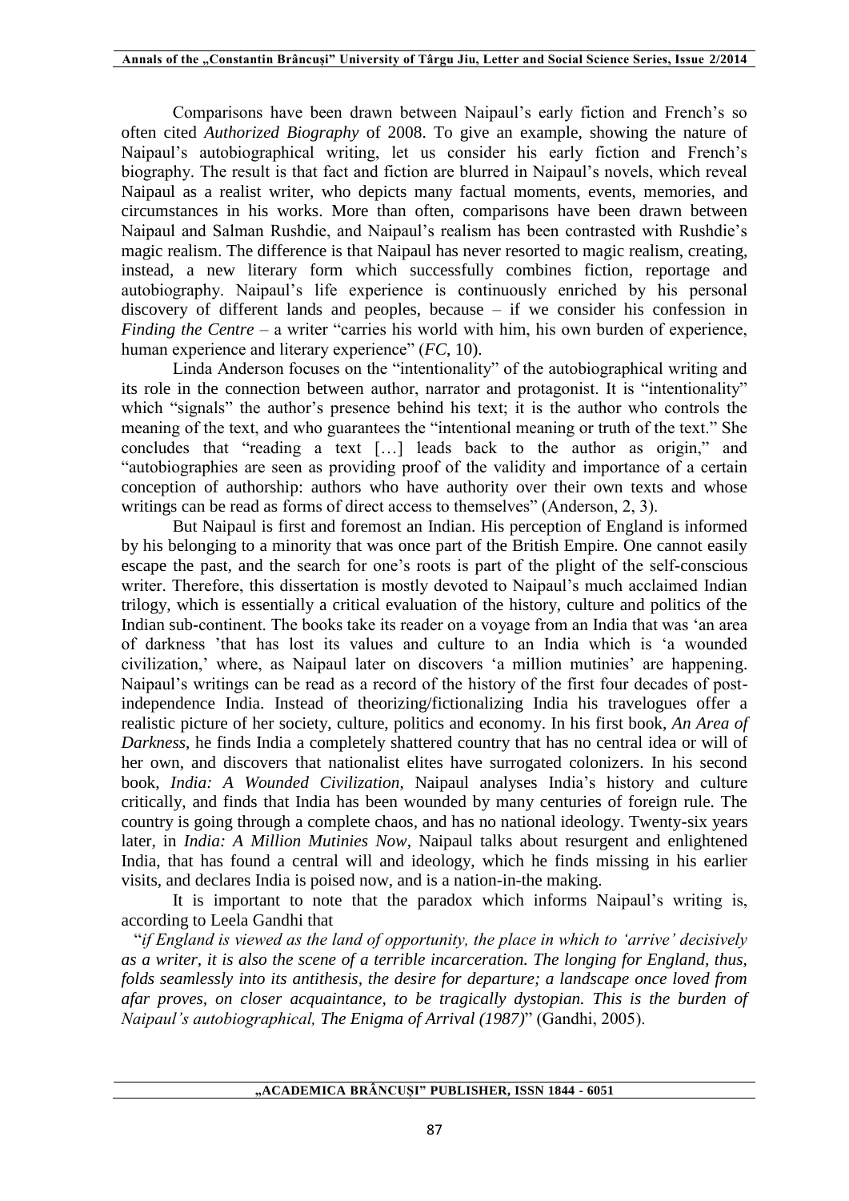Comparisons have been drawn between Naipaul's early fiction and French's so often cited *Authorized Biography* of 2008. To give an example, showing the nature of Naipaul's autobiographical writing, let us consider his early fiction and French's biography. The result is that fact and fiction are blurred in Naipaul's novels, which reveal Naipaul as a realist writer, who depicts many factual moments, events, memories, and circumstances in his works. More than often, comparisons have been drawn between Naipaul and Salman Rushdie, and Naipaul's realism has been contrasted with Rushdie's magic realism. The difference is that Naipaul has never resorted to magic realism, creating, instead, a new literary form which successfully combines fiction, reportage and autobiography. Naipaul's life experience is continuously enriched by his personal discovery of different lands and peoples, because – if we consider his confession in *Finding the Centre* – a writer "carries his world with him, his own burden of experience, human experience and literary experience" (*FC*, 10).

Linda Anderson focuses on the "intentionality" of the autobiographical writing and its role in the connection between author, narrator and protagonist. It is "intentionality" which "signals" the author's presence behind his text; it is the author who controls the meaning of the text, and who guarantees the "intentional meaning or truth of the text." She concludes that "reading a text […] leads back to the author as origin," and "autobiographies are seen as providing proof of the validity and importance of a certain conception of authorship: authors who have authority over their own texts and whose writings can be read as forms of direct access to themselves" (Anderson, 2, 3).

But Naipaul is first and foremost an Indian. His perception of England is informed by his belonging to a minority that was once part of the British Empire. One cannot easily escape the past, and the search for one's roots is part of the plight of the self-conscious writer. Therefore, this dissertation is mostly devoted to Naipaul's much acclaimed Indian trilogy, which is essentially a critical evaluation of the history, culture and politics of the Indian sub-continent. The books take its reader on a voyage from an India that was 'an area of darkness 'that has lost its values and culture to an India which is 'a wounded civilization,' where, as Naipaul later on discovers 'a million mutinies' are happening. Naipaul's writings can be read as a record of the history of the first four decades of post-independence India. Instead of theorizing/fictionalizing India his travelogues offer a realistic picture of her society, culture, politics and economy. In his first book, *An Area of Darkness*, he finds India a completely shattered country that has no central idea or will of her own, and discovers that nationalist elites have surrogated colonizers. In his second book, *India: A Wounded Civilization*, Naipaul analyses India's history and culture critically, and finds that India has been wounded by many centuries of foreign rule. The country is going through a complete chaos, and has no national ideology. Twenty-six years later, in *India: A Million Mutinies Now*, Naipaul talks about resurgent and enlightened India, that has found a central will and ideology, which he finds missing in his earlier visits, and declares India is poised now, and is a nation-in-the making.

It is important to note that the paradox which informs Naipaul's writing is, according to Leela Gandhi that

"*if England is viewed as the land of opportunity, the place in which to 'arrive' decisively as a writer, it is also the scene of a terrible incarceration. The longing for England, thus, folds seamlessly into its antithesis, the desire for departure; a landscape once loved from afar proves, on closer acquaintance, to be tragically dystopian. This is the burden of Naipaul's autobiographical, The Enigma of Arrival (1987)*" (Gandhi, 2005).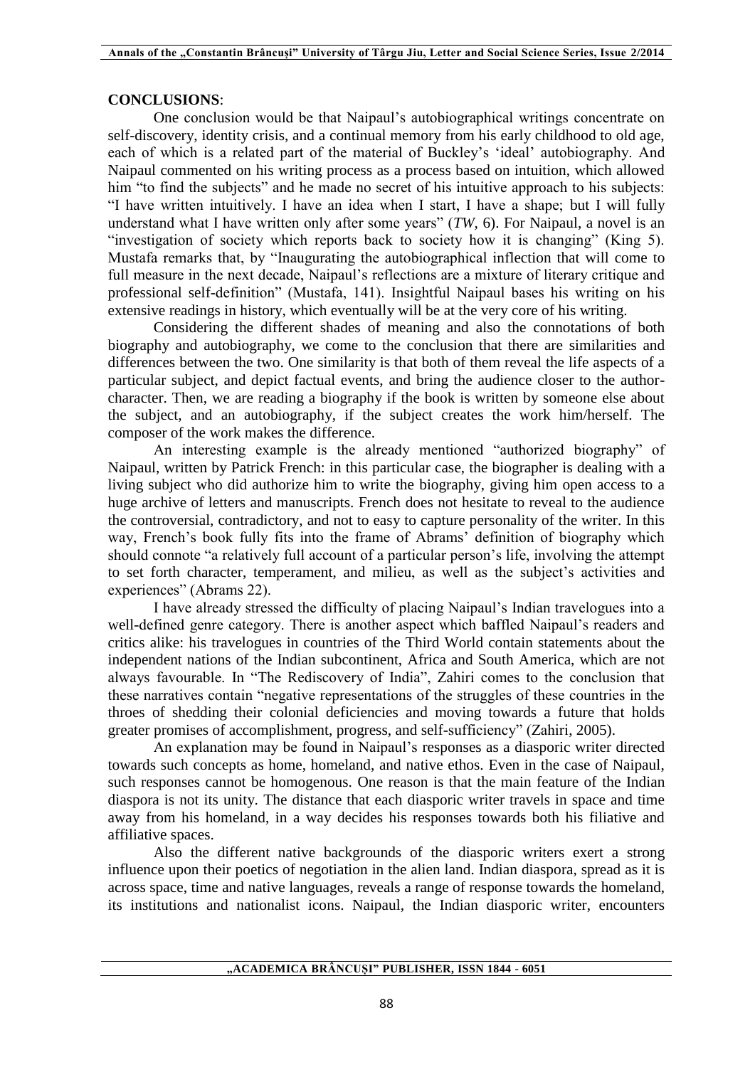**CONCLUSIONS**:

One conclusion would be that Naipaul's autobiographical writings concentrate on self-discovery, identity crisis, and a continual memory from his early childhood to old age, each of which is a related part of the material of Buckley's 'ideal' autobiography. And Naipaul commented on his writing process as a process based on intuition, which allowed him "to find the subjects" and he made no secret of his intuitive approach to his subjects: "I have written intuitively. I have an idea when I start, I have a shape; but I will fully understand what I have written only after some years" (*TW*, 6). For Naipaul, a novel is an "investigation of society which reports back to society how it is changing" (King 5). Mustafa remarks that, by "Inaugurating the autobiographical inflection that will come to full measure in the next decade, Naipaul's reflections are a mixture of literary critique and professional self-definition" (Mustafa, 141). Insightful Naipaul bases his writing on his extensive readings in history, which eventually will be at the very core of his writing.

Considering the different shades of meaning and also the connotations of both biography and autobiography, we come to the conclusion that there are similarities and differences between the two. One similarity is that both of them reveal the life aspects of a particular subject, and depict factual events, and bring the audience closer to the author-character. Then, we are reading a biography if the book is written by someone else about the subject, and an autobiography, if the subject creates the work him/herself. The composer of the work makes the difference.

An interesting example is the already mentioned "authorized biography" of Naipaul, written by Patrick French: in this particular case, the biographer is dealing with a living subject who did authorize him to write the biography, giving him open access to a huge archive of letters and manuscripts. French does not hesitate to reveal to the audience the controversial, contradictory, and not to easy to capture personality of the writer. In this way, French's book fully fits into the frame of Abrams' definition of biography which should connote "a relatively full account of a particular person's life, involving the attempt to set forth character, temperament, and milieu, as well as the subject's activities and experiences" (Abrams 22).

I have already stressed the difficulty of placing Naipaul's Indian travelogues into a well-defined genre category. There is another aspect which baffled Naipaul's readers and critics alike: his travelogues in countries of the Third World contain statements about the independent nations of the Indian subcontinent, Africa and South America, which are not always favourable. In "The Rediscovery of India", Zahiri comes to the conclusion that these narratives contain "negative representations of the struggles of these countries in the throes of shedding their colonial deficiencies and moving towards a future that holds greater promises of accomplishment, progress, and self-sufficiency" (Zahiri, 2005).

An explanation may be found in Naipaul's responses as a diasporic writer directed towards such concepts as home, homeland, and native ethos. Even in the case of Naipaul, such responses cannot be homogenous. One reason is that the main feature of the Indian diaspora is not its unity. The distance that each diasporic writer travels in space and time away from his homeland, in a way decides his responses towards both his filiative and affiliative spaces.

Also the different native backgrounds of the diasporic writers exert a strong influence upon their poetics of negotiation in the alien land. Indian diaspora, spread as it is across space, time and native languages, reveals a range of response towards the homeland, its institutions and nationalist icons. Naipaul, the Indian diasporic writer, encounters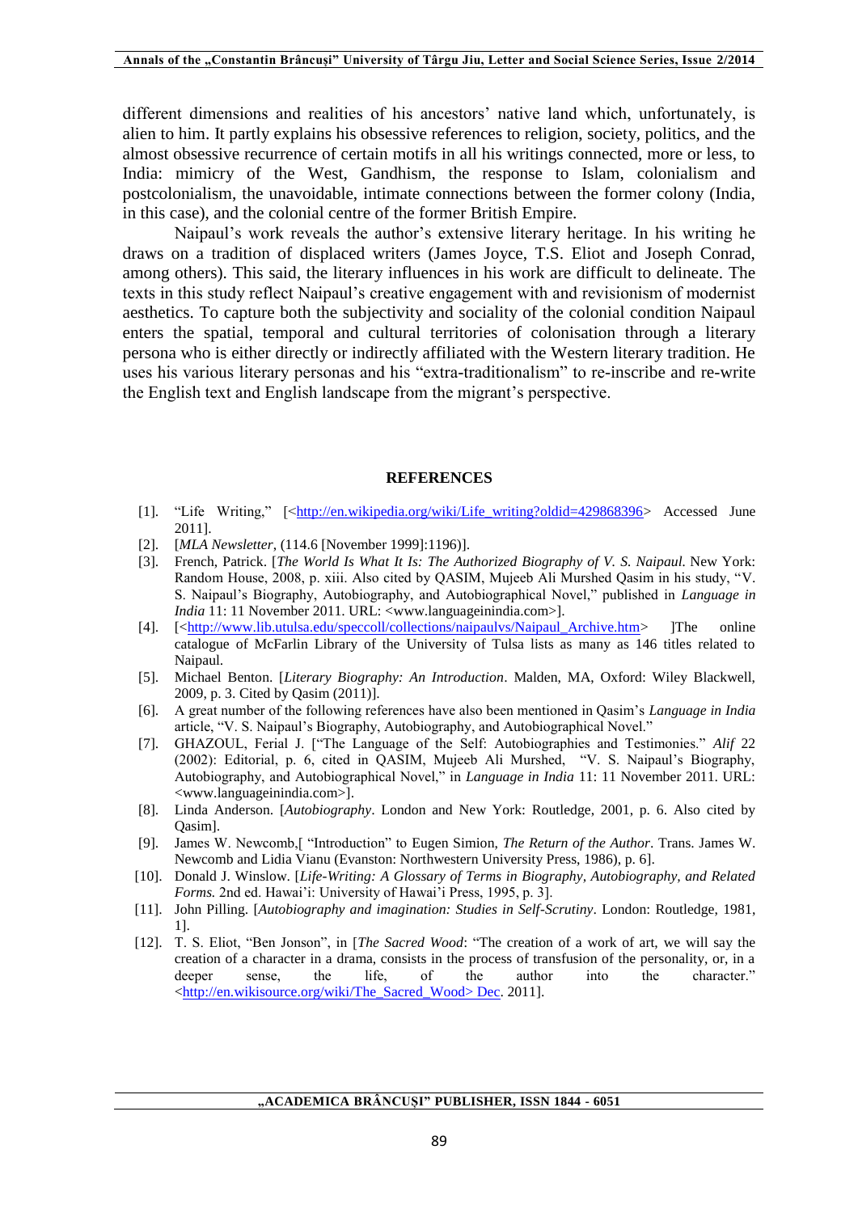different dimensions and realities of his ancestors' native land which, unfortunately, is alien to him. It partly explains his obsessive references to religion, society, politics, and the almost obsessive recurrence of certain motifs in all his writings connected, more or less, to India: mimicry of the West, Gandhism, the response to Islam, colonialism and postcolonialism, the unavoidable, intimate connections between the former colony (India, in this case), and the colonial centre of the former British Empire.

Naipaul's work reveals the author's extensive literary heritage. In his writing he draws on a tradition of displaced writers (James Joyce, T.S. Eliot and Joseph Conrad, among others). This said, the literary influences in his work are difficult to delineate. The texts in this study reflect Naipaul's creative engagement with and revisionism of modernist aesthetics. To capture both the subjectivity and sociality of the colonial condition Naipaul enters the spatial, temporal and cultural territories of colonisation through a literary persona who is either directly or indirectly affiliated with the Western literary tradition. He uses his various literary personas and his "extra-traditionalism" to re-inscribe and re-write the English text and English landscape from the migrant's perspective.

## REFERENCES

[1]. "Life Writing," [<http://en.wikipedia.org/wiki/Life_writing?oldid=429868396> Accessed June 2011].

[2]. [*MLA Newsletter*, (114.6 [November 1999]:1196)].

[3]. French, Patrick. [*The World Is What It Is: The Authorized Biography of V. S. Naipaul.* New York: Random House, 2008, p. xiii. Also cited by QASIM, Mujeeb Ali Murshed Qasim in his study, "V. S. Naipaul's Biography, Autobiography, and Autobiographical Novel," published in *Language in India* 11: 11 November 2011. URL: <www.languageinindia.com>].

[4]. [<http://www.lib.utulsa.edu/speccoll/collections/naipaulvs/Naipaul_Archive.htm> ]The online catalogue of McFarlin Library of the University of Tulsa lists as many as 146 titles related to Naipaul.

[5]. Michael Benton. [*Literary Biography: An Introduction*. Malden, MA, Oxford: Wiley Blackwell, 2009, p. 3. Cited by Qasim (2011)].

[6]. A great number of the following references have also been mentioned in Qasim's *Language in India* article, "V. S. Naipaul's Biography, Autobiography, and Autobiographical Novel."

[7]. GHAZOUL, Ferial J. ["The Language of the Self: Autobiographies and Testimonies." *Alif* 22 (2002): Editorial, p. 6, cited in QASIM, Mujeeb Ali Murshed, "V. S. Naipaul's Biography, Autobiography, and Autobiographical Novel," in *Language in India* 11: 11 November 2011. URL: <www.languageinindia.com>].

[8]. Linda Anderson. [*Autobiography*. London and New York: Routledge, 2001, p. 6. Also cited by Qasim].

[9]. James W. Newcomb,[ "Introduction" to Eugen Simion, *The Return of the Author*. Trans. James W. Newcomb and Lidia Vianu (Evanston: Northwestern University Press, 1986), p. 6].

[10]. Donald J. Winslow. [*Life-Writing: A Glossary of Terms in Biography, Autobiography, and Related Forms.* 2nd ed. Hawai'i: University of Hawai'i Press, 1995, p. 3].

[11]. John Pilling. [*Autobiography and imagination: Studies in Self-Scrutiny*. London: Routledge, 1981, 1].

[12]. T. S. Eliot, "Ben Jonson", in [*The Sacred Wood*: "The creation of a work of art, we will say the creation of a character in a drama, consists in the process of transfusion of the personality, or, in a deeper sense, the life, of the author into the character." <http://en.wikisource.org/wiki/The_Sacred_Wood> Dec. 2011].